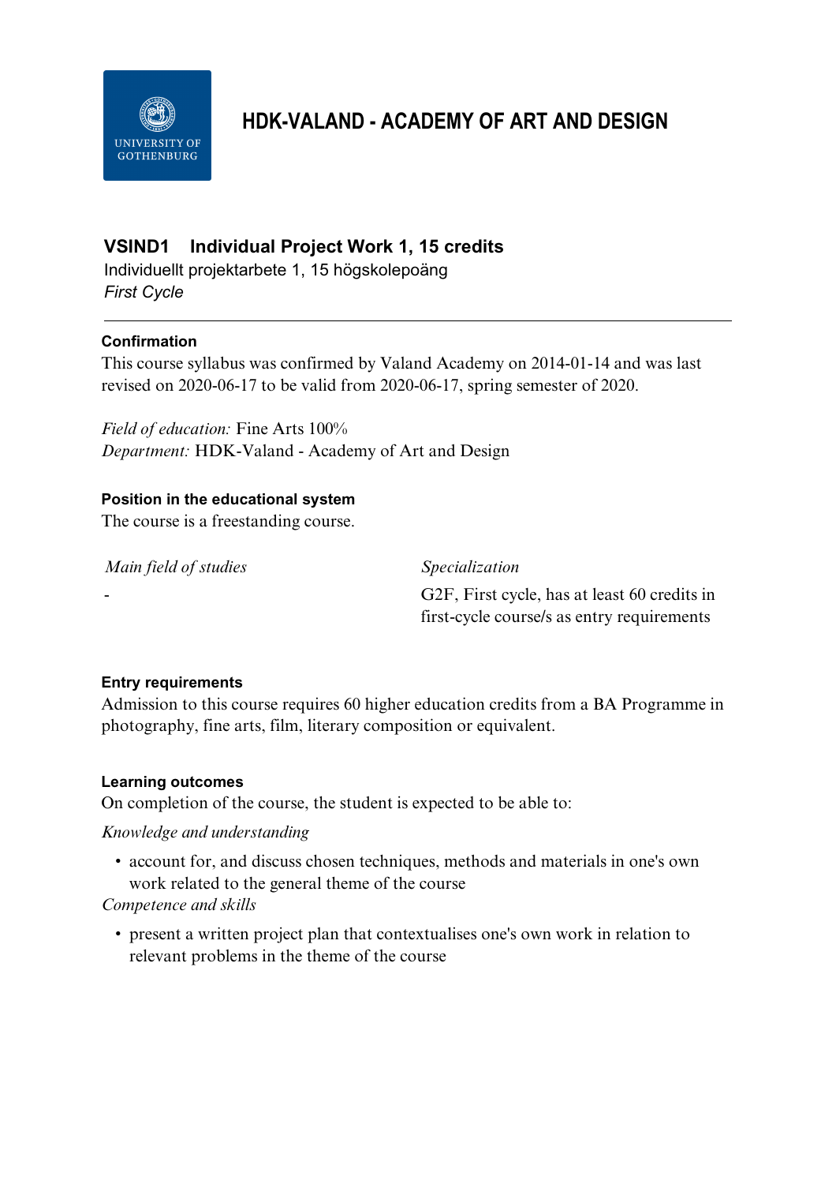# HDK-VALAND - ACADEMY OF ART AND DESIGN

## VSIND1 Individual Project Work 1, 15 credits

Individuellt projektarbete 1, 15 högskolepoäng

*First Cycle*

---

### Confirmation

This course syllabus was confirmed by Valand Academy on 2014-01-14 and was last revised on 2020-06-17 to be valid from 2020-06-17, spring semester of 2020.

*Field of education:* Fine Arts 100%

*Department:* HDK-Valand - Academy of Art and Design

### Position in the educational system

The course is a freestanding course.

| *Main field of studies* | *Specialization* |
|---|---|
| - | G2F, First cycle, has at least 60 credits in first-cycle course/s as entry requirements |

### Entry requirements

Admission to this course requires 60 higher education credits from a BA Programme in photography, fine arts, film, literary composition or equivalent.

### Learning outcomes

On completion of the course, the student is expected to be able to:

*Knowledge and understanding*

- account for, and discuss chosen techniques, methods and materials in one's own work related to the general theme of the course

*Competence and skills*

- present a written project plan that contextualises one's own work in relation to relevant problems in the theme of the course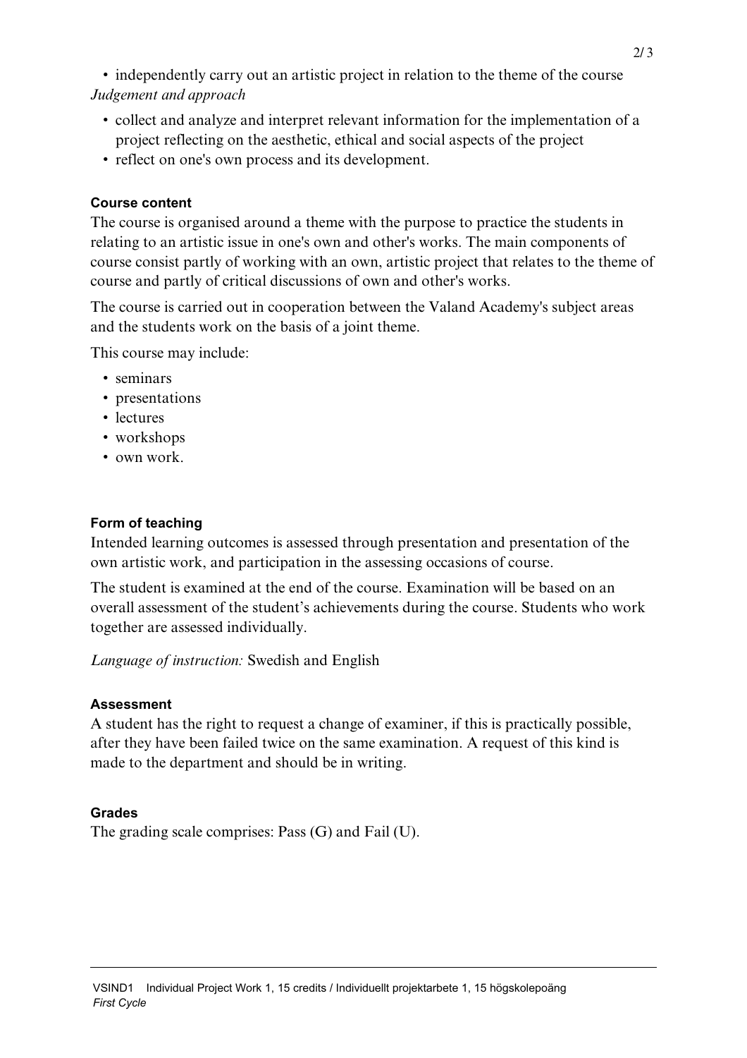- independently carry out an artistic project in relation to the theme of the course

*Judgement and approach*

- collect and analyze and interpret relevant information for the implementation of a project reflecting on the aesthetic, ethical and social aspects of the project
- reflect on one's own process and its development.

### Course content

The course is organised around a theme with the purpose to practice the students in relating to an artistic issue in one's own and other's works. The main components of course consist partly of working with an own, artistic project that relates to the theme of course and partly of critical discussions of own and other's works.

The course is carried out in cooperation between the Valand Academy's subject areas and the students work on the basis of a joint theme.

This course may include:

- seminars
- presentations
- lectures
- workshops
- own work.

### Form of teaching

Intended learning outcomes is assessed through presentation and presentation of the own artistic work, and participation in the assessing occasions of course.

The student is examined at the end of the course. Examination will be based on an overall assessment of the student's achievements during the course. Students who work together are assessed individually.

*Language of instruction:* Swedish and English

### Assessment

A student has the right to request a change of examiner, if this is practically possible, after they have been failed twice on the same examination. A request of this kind is made to the department and should be in writing.

### Grades

The grading scale comprises: Pass (G) and Fail (U).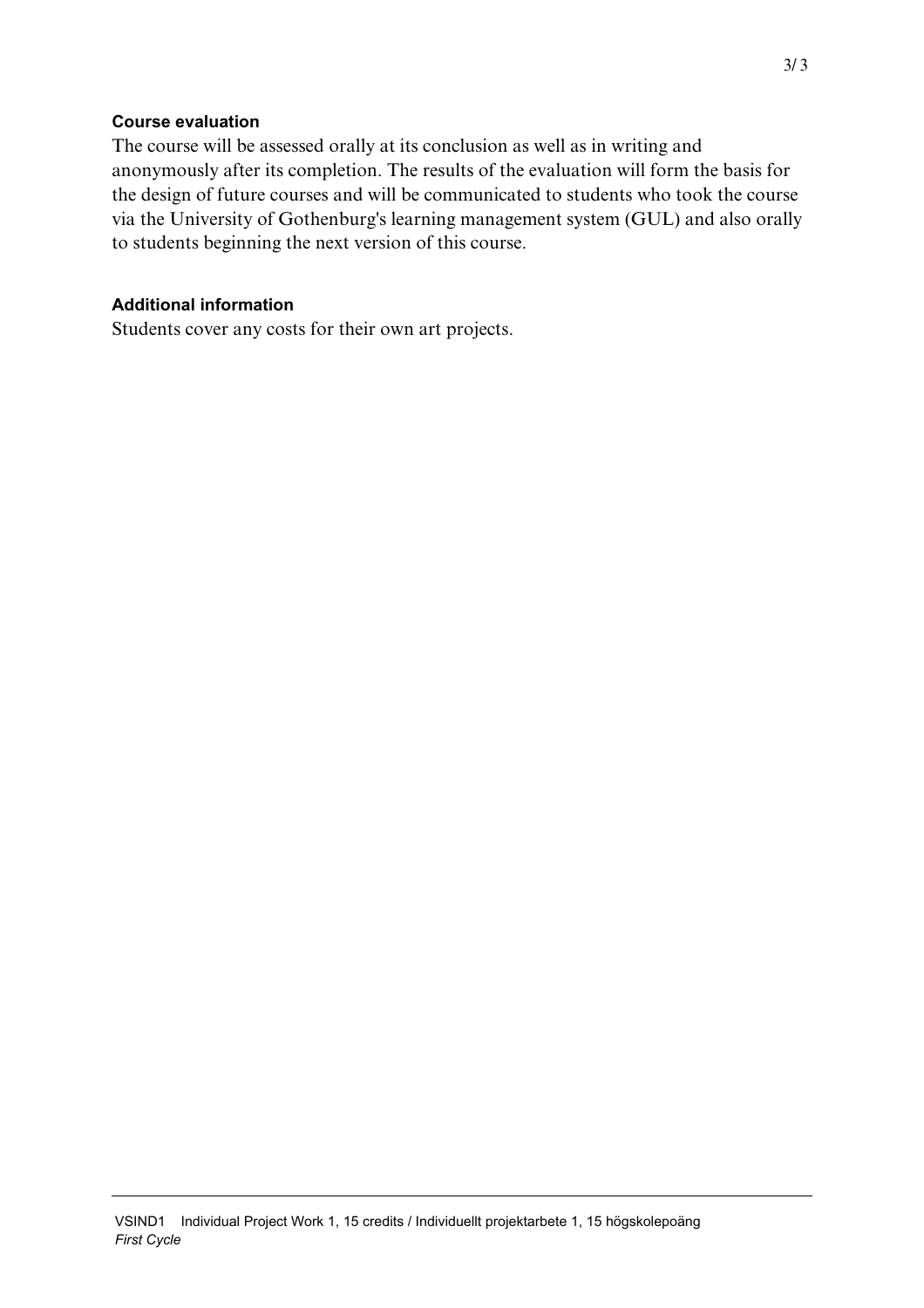## Course evaluation

The course will be assessed orally at its conclusion as well as in writing and anonymously after its completion. The results of the evaluation will form the basis for the design of future courses and will be communicated to students who took the course via the University of Gothenburg's learning management system (GUL) and also orally to students beginning the next version of this course.

## Additional information

Students cover any costs for their own art projects.